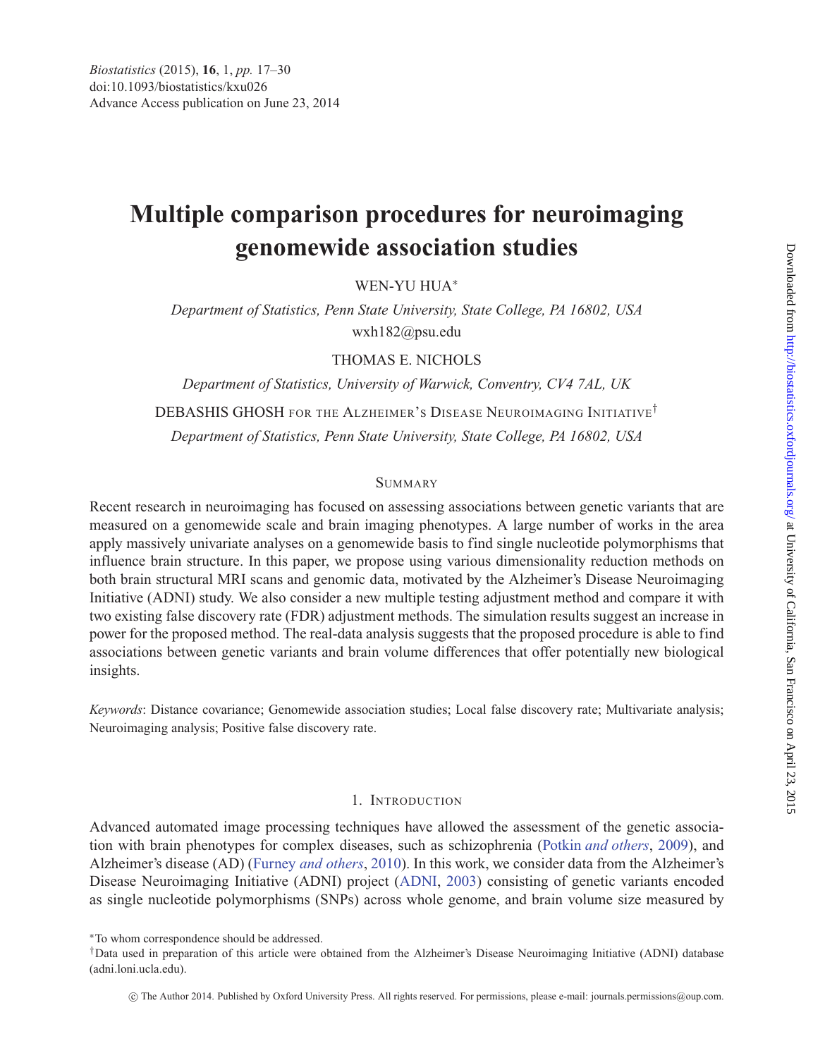# Multiple comparison procedures for neuroimaging genomewide association studies

WEN-YU HUA*

*Department of Statistics, Penn State University, State College, PA 16802, USA*
wxh182@psu.edu

THOMAS E. NICHOLS

*Department of Statistics, University of Warwick, Conventry, CV4 7AL, UK*

DEBASHIS GHOSH FOR THE ALZHEIMER'S DISEASE NEUROIMAGING INITIATIVE[†]

*Department of Statistics, Penn State University, State College, PA 16802, USA*

## SUMMARY

Recent research in neuroimaging has focused on assessing associations between genetic variants that are measured on a genomewide scale and brain imaging phenotypes. A large number of works in the area apply massively univariate analyses on a genomewide basis to find single nucleotide polymorphisms that influence brain structure. In this paper, we propose using various dimensionality reduction methods on both brain structural MRI scans and genomic data, motivated by the Alzheimer's Disease Neuroimaging Initiative (ADNI) study. We also consider a new multiple testing adjustment method and compare it with two existing false discovery rate (FDR) adjustment methods. The simulation results suggest an increase in power for the proposed method. The real-data analysis suggests that the proposed procedure is able to find associations between genetic variants and brain volume differences that offer potentially new biological insights.

*Keywords*: Distance covariance; Genomewide association studies; Local false discovery rate; Multivariate analysis; Neuroimaging analysis; Positive false discovery rate.

## 1. INTRODUCTION

Advanced automated image processing techniques have allowed the assessment of the genetic association with brain phenotypes for complex diseases, such as schizophrenia (Potkin *and others*, 2009), and Alzheimer's disease (AD) (Furney *and others*, 2010). In this work, we consider data from the Alzheimer's Disease Neuroimaging Initiative (ADNI) project (ADNI, 2003) consisting of genetic variants encoded as single nucleotide polymorphisms (SNPs) across whole genome, and brain volume size measured by

*To whom correspondence should be addressed.

[†]Data used in preparation of this article were obtained from the Alzheimer's Disease Neuroimaging Initiative (ADNI) database (adni.loni.ucla.edu).

© The Author 2014. Published by Oxford University Press. All rights reserved. For permissions, please e-mail: journals.permissions@oup.com.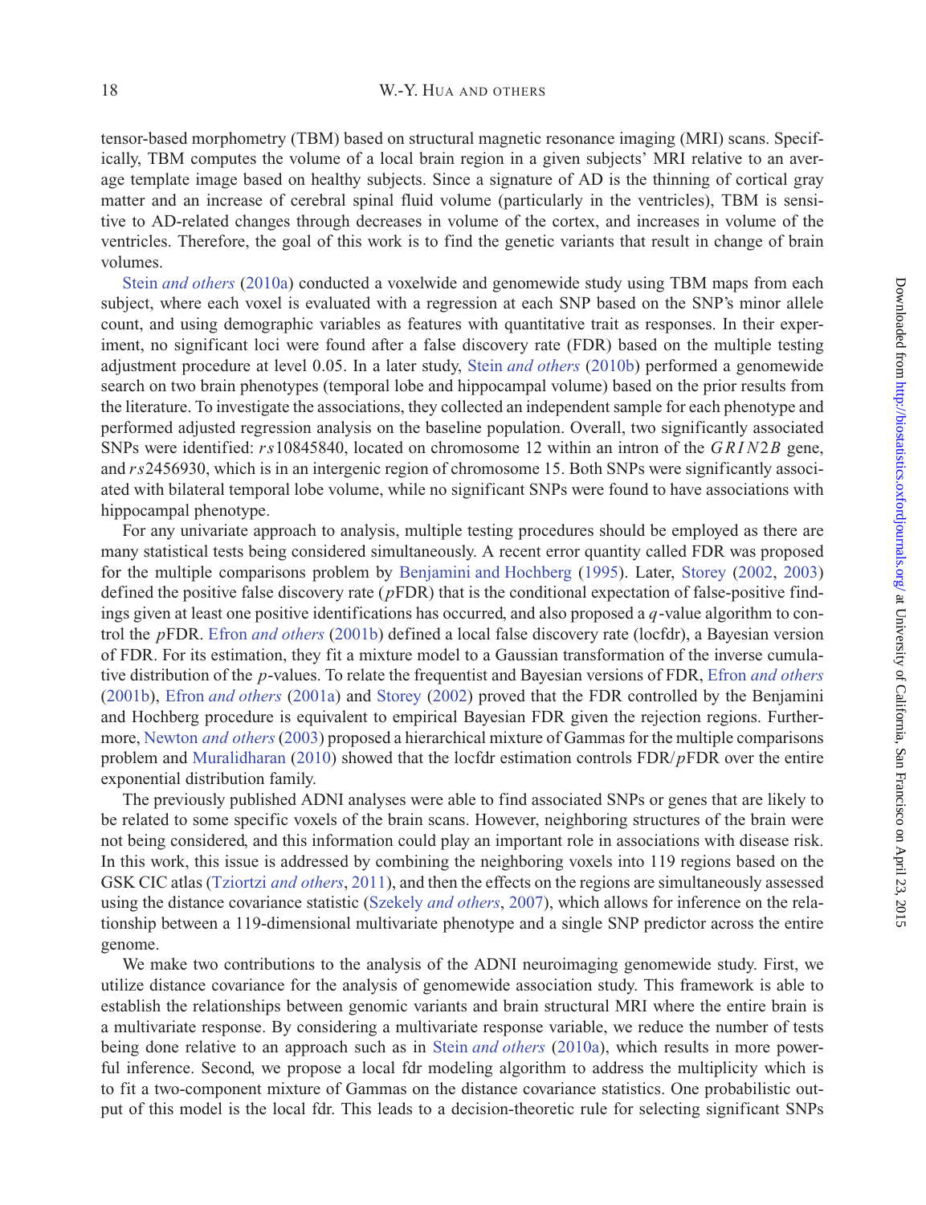tensor-based morphometry (TBM) based on structural magnetic resonance imaging (MRI) scans. Specifically, TBM computes the volume of a local brain region in a given subjects' MRI relative to an average template image based on healthy subjects. Since a signature of AD is the thinning of cortical gray matter and an increase of cerebral spinal fluid volume (particularly in the ventricles), TBM is sensitive to AD-related changes through decreases in volume of the cortex, and increases in volume of the ventricles. Therefore, the goal of this work is to find the genetic variants that result in change of brain volumes.

Stein *and others* (2010a) conducted a voxelwide and genomewide study using TBM maps from each subject, where each voxel is evaluated with a regression at each SNP based on the SNP's minor allele count, and using demographic variables as features with quantitative trait as responses. In their experiment, no significant loci were found after a false discovery rate (FDR) based on the multiple testing adjustment procedure at level 0.05. In a later study, Stein *and others* (2010b) performed a genomewide search on two brain phenotypes (temporal lobe and hippocampal volume) based on the prior results from the literature. To investigate the associations, they collected an independent sample for each phenotype and performed adjusted regression analysis on the baseline population. Overall, two significantly associated SNPs were identified: $rs10845840$, located on chromosome 12 within an intron of the $GRIN2B$ gene, and $rs2456930$, which is in an intergenic region of chromosome 15. Both SNPs were significantly associated with bilateral temporal lobe volume, while no significant SNPs were found to have associations with hippocampal phenotype.

For any univariate approach to analysis, multiple testing procedures should be employed as there are many statistical tests being considered simultaneously. A recent error quantity called FDR was proposed for the multiple comparisons problem by Benjamini and Hochberg (1995). Later, Storey (2002, 2003) defined the positive false discovery rate ($p$FDR) that is the conditional expectation of false-positive findings given at least one positive identifications has occurred, and also proposed a $q$-value algorithm to control the $p$FDR. Efron *and others* (2001b) defined a local false discovery rate (locfdr), a Bayesian version of FDR. For its estimation, they fit a mixture model to a Gaussian transformation of the inverse cumulative distribution of the $p$-values. To relate the frequentist and Bayesian versions of FDR, Efron *and others* (2001b), Efron *and others* (2001a) and Storey (2002) proved that the FDR controlled by the Benjamini and Hochberg procedure is equivalent to empirical Bayesian FDR given the rejection regions. Furthermore, Newton *and others* (2003) proposed a hierarchical mixture of Gammas for the multiple comparisons problem and Muralidharan (2010) showed that the locfdr estimation controls FDR/$p$FDR over the entire exponential distribution family.

The previously published ADNI analyses were able to find associated SNPs or genes that are likely to be related to some specific voxels of the brain scans. However, neighboring structures of the brain were not being considered, and this information could play an important role in associations with disease risk. In this work, this issue is addressed by combining the neighboring voxels into 119 regions based on the GSK CIC atlas (Tziortzi *and others*, 2011), and then the effects on the regions are simultaneously assessed using the distance covariance statistic (Szekely *and others*, 2007), which allows for inference on the relationship between a 119-dimensional multivariate phenotype and a single SNP predictor across the entire genome.

We make two contributions to the analysis of the ADNI neuroimaging genomewide study. First, we utilize distance covariance for the analysis of genomewide association study. This framework is able to establish the relationships between genomic variants and brain structural MRI where the entire brain is a multivariate response. By considering a multivariate response variable, we reduce the number of tests being done relative to an approach such as in Stein *and others* (2010a), which results in more powerful inference. Second, we propose a local fdr modeling algorithm to address the multiplicity which is to fit a two-component mixture of Gammas on the distance covariance statistics. One probabilistic output of this model is the local fdr. This leads to a decision-theoretic rule for selecting significant SNPs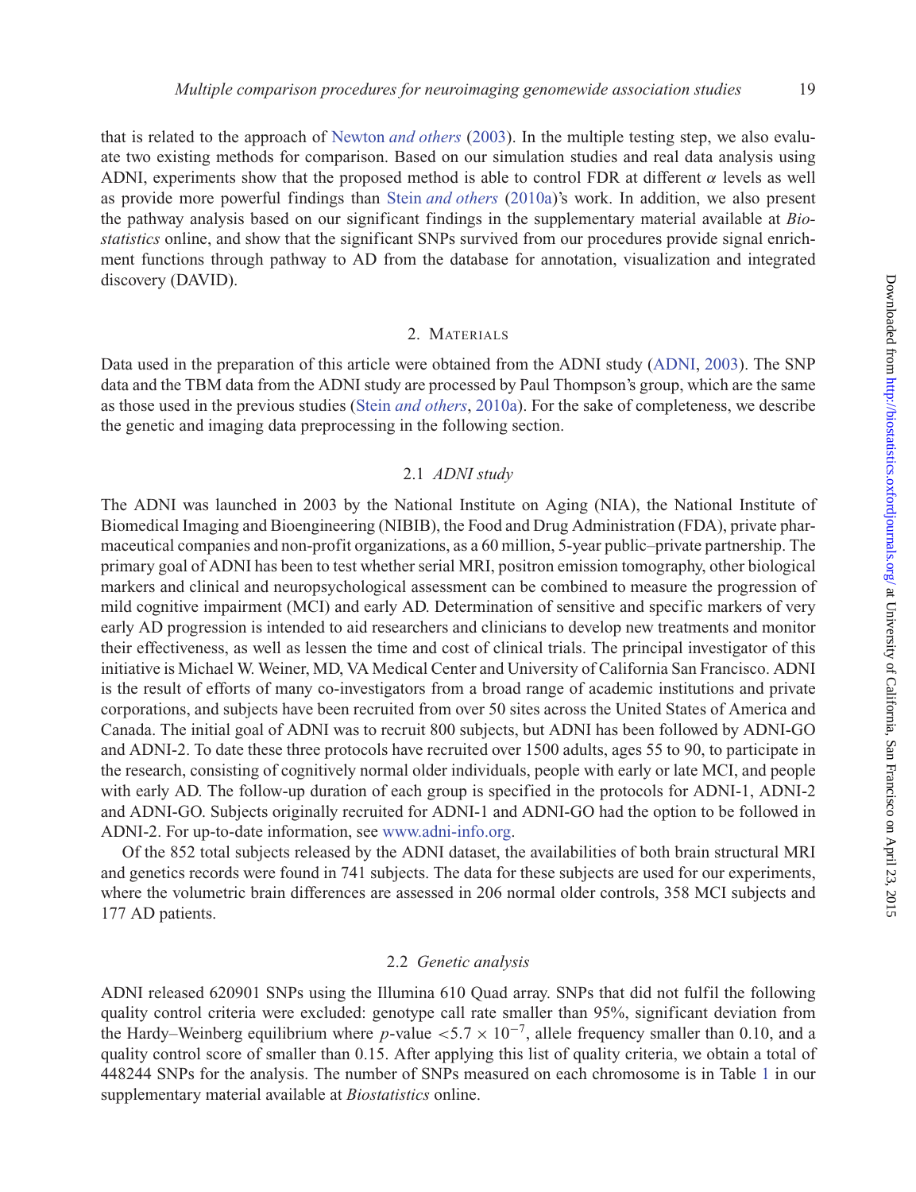that is related to the approach of Newton *and others* (2003). In the multiple testing step, we also evaluate two existing methods for comparison. Based on our simulation studies and real data analysis using ADNI, experiments show that the proposed method is able to control FDR at different $\alpha$ levels as well as provide more powerful findings than Stein *and others* (2010a)'s work. In addition, we also present the pathway analysis based on our significant findings in the supplementary material available at *Biostatistics* online, and show that the significant SNPs survived from our procedures provide signal enrichment functions through pathway to AD from the database for annotation, visualization and integrated discovery (DAVID).

## 2. Materials

Data used in the preparation of this article were obtained from the ADNI study (ADNI, 2003). The SNP data and the TBM data from the ADNI study are processed by Paul Thompson's group, which are the same as those used in the previous studies (Stein *and others*, 2010a). For the sake of completeness, we describe the genetic and imaging data preprocessing in the following section.

### 2.1 *ADNI study*

The ADNI was launched in 2003 by the National Institute on Aging (NIA), the National Institute of Biomedical Imaging and Bioengineering (NIBIB), the Food and Drug Administration (FDA), private pharmaceutical companies and non-profit organizations, as a 60 million, 5-year public–private partnership. The primary goal of ADNI has been to test whether serial MRI, positron emission tomography, other biological markers and clinical and neuropsychological assessment can be combined to measure the progression of mild cognitive impairment (MCI) and early AD. Determination of sensitive and specific markers of very early AD progression is intended to aid researchers and clinicians to develop new treatments and monitor their effectiveness, as well as lessen the time and cost of clinical trials. The principal investigator of this initiative is Michael W. Weiner, MD, VA Medical Center and University of California San Francisco. ADNI is the result of efforts of many co-investigators from a broad range of academic institutions and private corporations, and subjects have been recruited from over 50 sites across the United States of America and Canada. The initial goal of ADNI was to recruit 800 subjects, but ADNI has been followed by ADNI-GO and ADNI-2. To date these three protocols have recruited over 1500 adults, ages 55 to 90, to participate in the research, consisting of cognitively normal older individuals, people with early or late MCI, and people with early AD. The follow-up duration of each group is specified in the protocols for ADNI-1, ADNI-2 and ADNI-GO. Subjects originally recruited for ADNI-1 and ADNI-GO had the option to be followed in ADNI-2. For up-to-date information, see www.adni-info.org.

Of the 852 total subjects released by the ADNI dataset, the availabilities of both brain structural MRI and genetics records were found in 741 subjects. The data for these subjects are used for our experiments, where the volumetric brain differences are assessed in 206 normal older controls, 358 MCI subjects and 177 AD patients.

### 2.2 *Genetic analysis*

ADNI released 620901 SNPs using the Illumina 610 Quad array. SNPs that did not fulfil the following quality control criteria were excluded: genotype call rate smaller than 95%, significant deviation from the Hardy–Weinberg equilibrium where $p$-value $< 5.7 \times 10^{-7}$, allele frequency smaller than 0.10, and a quality control score of smaller than 0.15. After applying this list of quality criteria, we obtain a total of 448244 SNPs for the analysis. The number of SNPs measured on each chromosome is in Table 1 in our supplementary material available at *Biostatistics* online.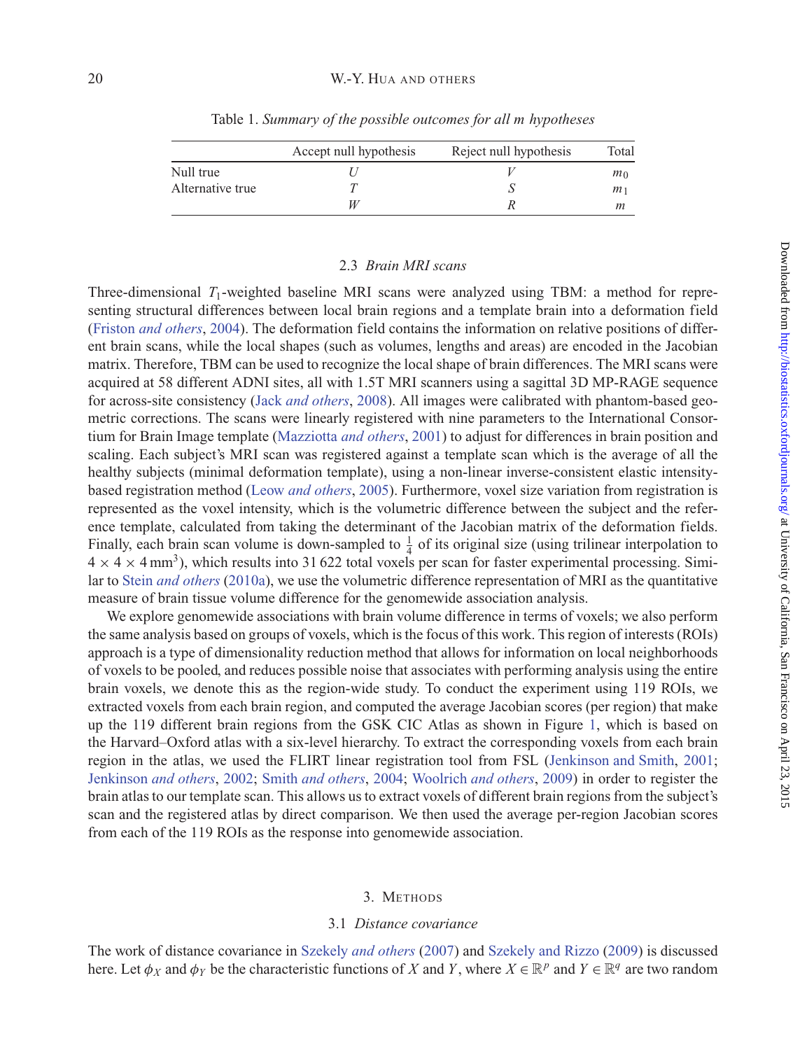Table 1. *Summary of the possible outcomes for all m hypotheses*

| | Accept null hypothesis | Reject null hypothesis | Total |
|---|---|---|---|
| Null true | $U$ | $V$ | $m_0$ |
| Alternative true | $T$ | $S$ | $m_1$ |
| | $W$ | $R$ | $m$ |

### 2.3 *Brain MRI scans*

Three-dimensional $T_1$-weighted baseline MRI scans were analyzed using TBM: a method for representing structural differences between local brain regions and a template brain into a deformation field (Friston *and others*, 2004). The deformation field contains the information on relative positions of different brain scans, while the local shapes (such as volumes, lengths and areas) are encoded in the Jacobian matrix. Therefore, TBM can be used to recognize the local shape of brain differences. The MRI scans were acquired at 58 different ADNI sites, all with 1.5T MRI scanners using a sagittal 3D MP-RAGE sequence for across-site consistency (Jack *and others*, 2008). All images were calibrated with phantom-based geometric corrections. The scans were linearly registered with nine parameters to the International Consortium for Brain Image template (Mazziotta *and others*, 2001) to adjust for differences in brain position and scaling. Each subject's MRI scan was registered against a template scan which is the average of all the healthy subjects (minimal deformation template), using a non-linear inverse-consistent elastic intensity-based registration method (Leow *and others*, 2005). Furthermore, voxel size variation from registration is represented as the voxel intensity, which is the volumetric difference between the subject and the reference template, calculated from taking the determinant of the Jacobian matrix of the deformation fields. Finally, each brain scan volume is down-sampled to $\frac{1}{4}$ of its original size (using trilinear interpolation to $4 \times 4 \times 4\,\text{mm}^3$), which results into 31 622 total voxels per scan for faster experimental processing. Similar to Stein *and others* (2010a), we use the volumetric difference representation of MRI as the quantitative measure of brain tissue volume difference for the genomewide association analysis.

We explore genomewide associations with brain volume difference in terms of voxels; we also perform the same analysis based on groups of voxels, which is the focus of this work. This region of interests (ROIs) approach is a type of dimensionality reduction method that allows for information on local neighborhoods of voxels to be pooled, and reduces possible noise that associates with performing analysis using the entire brain voxels, we denote this as the region-wide study. To conduct the experiment using 119 ROIs, we extracted voxels from each brain region, and computed the average Jacobian scores (per region) that make up the 119 different brain regions from the GSK CIC Atlas as shown in Figure 1, which is based on the Harvard–Oxford atlas with a six-level hierarchy. To extract the corresponding voxels from each brain region in the atlas, we used the FLIRT linear registration tool from FSL (Jenkinson and Smith, 2001; Jenkinson *and others*, 2002; Smith *and others*, 2004; Woolrich *and others*, 2009) in order to register the brain atlas to our template scan. This allows us to extract voxels of different brain regions from the subject's scan and the registered atlas by direct comparison. We then used the average per-region Jacobian scores from each of the 119 ROIs as the response into genomewide association.

## 3. Methods

### 3.1 *Distance covariance*

The work of distance covariance in Szekely *and others* (2007) and Szekely and Rizzo (2009) is discussed here. Let $\phi_X$ and $\phi_Y$ be the characteristic functions of $X$ and $Y$, where $X \in \mathbb{R}^p$ and $Y \in \mathbb{R}^q$ are two random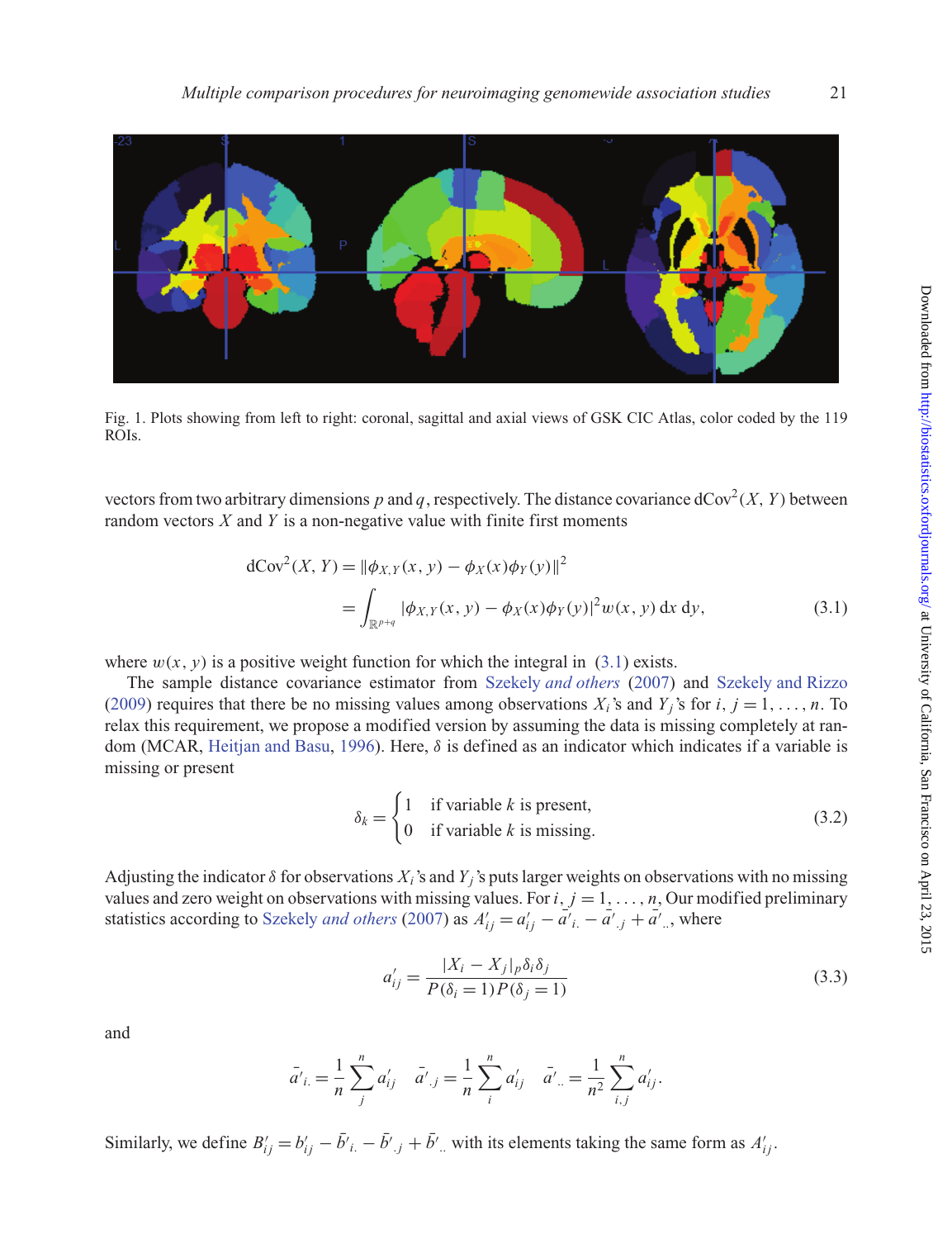Fig. 1. Plots showing from left to right: coronal, sagittal and axial views of GSK CIC Atlas, color coded by the 119 ROIs.

vectors from two arbitrary dimensions $p$ and $q$, respectively. The distance covariance $\mathrm{dCov}^2(X, Y)$ between random vectors $X$ and $Y$ is a non-negative value with finite first moments

$$\mathrm{dCov}^2(X, Y) = \|\phi_{X,Y}(x, y) - \phi_X(x)\phi_Y(y)\|^2 = \int_{\mathbb{R}^{p+q}} |\phi_{X,Y}(x, y) - \phi_X(x)\phi_Y(y)|^2 w(x, y)\,\mathrm{d}x\,\mathrm{d}y, \tag{3.1}$$

where $w(x, y)$ is a positive weight function for which the integral in (3.1) exists.

The sample distance covariance estimator from Szekely *and others* (2007) and Szekely and Rizzo (2009) requires that there be no missing values among observations $X_i$'s and $Y_j$'s for $i, j = 1, \ldots, n$. To relax this requirement, we propose a modified version by assuming the data is missing completely at random (MCAR, Heitjan and Basu, 1996). Here, $\delta$ is defined as an indicator which indicates if a variable is missing or present

$$\delta_k = \begin{cases} 1 & \text{if variable } k \text{ is present,} \\ 0 & \text{if variable } k \text{ is missing.} \end{cases} \tag{3.2}$$

Adjusting the indicator $\delta$ for observations $X_i$'s and $Y_j$'s puts larger weights on observations with no missing values and zero weight on observations with missing values. For $i, j = 1, \ldots, n$, Our modified preliminary statistics according to Szekely *and others* (2007) as $A'_{ij} = a'_{ij} - \bar{a}'_{i.} - \bar{a}'_{.j} + \bar{a}'_{..}$, where

$$a'_{ij} = \frac{|X_i - X_j|_p \delta_i \delta_j}{P(\delta_i = 1)P(\delta_j = 1)} \tag{3.3}$$

and

$$\bar{a}'_{i.} = \frac{1}{n}\sum_{j}^{n} a'_{ij} \quad \bar{a}'_{.j} = \frac{1}{n}\sum_{i}^{n} a'_{ij} \quad \bar{a}'_{..} = \frac{1}{n^2}\sum_{i,j}^{n} a'_{ij}.$$

Similarly, we define $B'_{ij} = b'_{ij} - \bar{b}'_{i.} - \bar{b}'_{.j} + \bar{b}'_{..}$ with its elements taking the same form as $A'_{ij}$.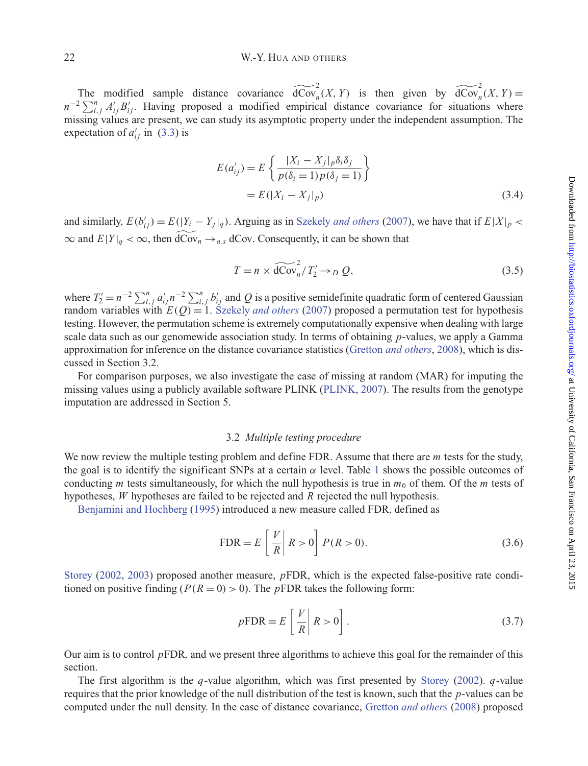The modified sample distance covariance $\widetilde{\text{dCov}}_n^2(X, Y)$ is then given by $\widetilde{\text{dCov}}_n^2(X, Y) = n^{-2} \sum_{i,j}^n A'_{ij} B'_{ij}$. Having proposed a modified empirical distance covariance for situations where missing values are present, we can study its asymptotic property under the independent assumption. The expectation of $a'_{ij}$ in (3.3) is

$$E(a'_{ij}) = E\left\{ \frac{|X_i - X_j|_p \delta_i \delta_j}{p(\delta_i = 1) p(\delta_j = 1)} \right\}$$
$$= E(|X_i - X_j|_p) \tag{3.4}$$

and similarly, $E(b'_{ij}) = E(|Y_i - Y_j|_q)$. Arguing as in Szekely *and others* (2007), we have that if $E|X|_p < \infty$ and $E|Y|_q < \infty$, then $\widetilde{\text{dCov}}_n \rightarrow_{a.s} \text{dCov}$. Consequently, it can be shown that

$$T = n \times \widetilde{\text{dCov}}_n^2 / T'_2 \rightarrow_D Q, \tag{3.5}$$

where $T'_2 = n^{-2} \sum_{i,j}^n a'_{ij} n^{-2} \sum_{i,j}^n b'_{ij}$ and $Q$ is a positive semidefinite quadratic form of centered Gaussian random variables with $E(Q) = 1$. Szekely *and others* (2007) proposed a permutation test for hypothesis testing. However, the permutation scheme is extremely computationally expensive when dealing with large scale data such as our genomewide association study. In terms of obtaining $p$-values, we apply a Gamma approximation for inference on the distance covariance statistics (Gretton *and others*, 2008), which is discussed in Section 3.2.

For comparison purposes, we also investigate the case of missing at random (MAR) for imputing the missing values using a publicly available software PLINK (PLINK, 2007). The results from the genotype imputation are addressed in Section 5.

### 3.2 *Multiple testing procedure*

We now review the multiple testing problem and define FDR. Assume that there are $m$ tests for the study, the goal is to identify the significant SNPs at a certain $\alpha$ level. Table 1 shows the possible outcomes of conducting $m$ tests simultaneously, for which the null hypothesis is true in $m_0$ of them. Of the $m$ tests of hypotheses, $W$ hypotheses are failed to be rejected and $R$ rejected the null hypothesis.

Benjamini and Hochberg (1995) introduced a new measure called FDR, defined as

$$\text{FDR} = E\left[ \frac{V}{R} \middle| R > 0 \right] P(R > 0). \tag{3.6}$$

Storey (2002, 2003) proposed another measure, $p$FDR, which is the expected false-positive rate conditioned on positive finding ($P(R = 0) > 0$). The $p$FDR takes the following form:

$$p\text{FDR} = E\left[ \frac{V}{R} \middle| R > 0 \right]. \tag{3.7}$$

Our aim is to control $p$FDR, and we present three algorithms to achieve this goal for the remainder of this section.

The first algorithm is the $q$-value algorithm, which was first presented by Storey (2002). $q$-value requires that the prior knowledge of the null distribution of the test is known, such that the $p$-values can be computed under the null density. In the case of distance covariance, Gretton *and others* (2008) proposed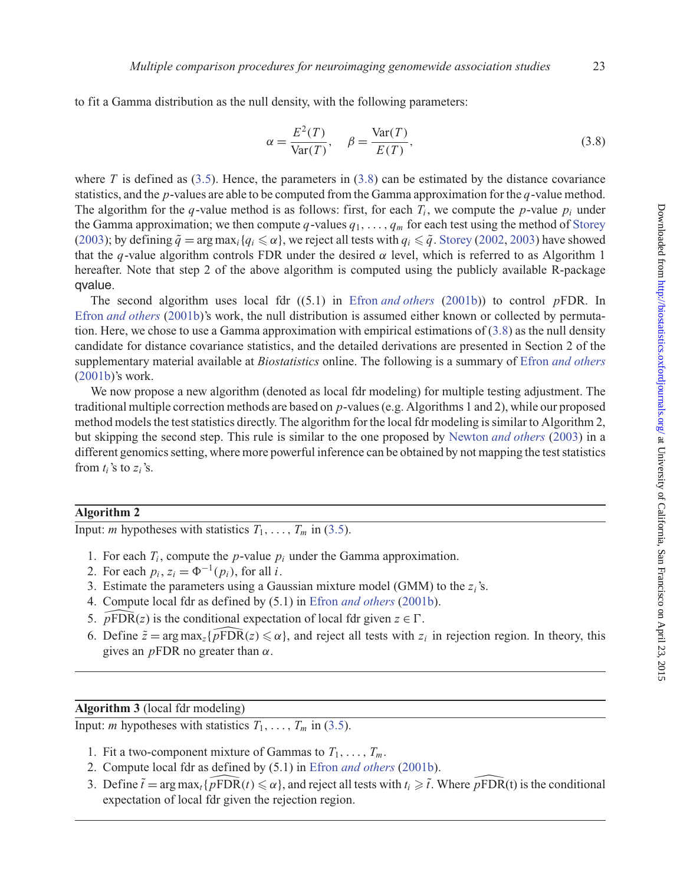to fit a Gamma distribution as the null density, with the following parameters:

$$\alpha = \frac{E^2(T)}{\mathrm{Var}(T)}, \quad \beta = \frac{\mathrm{Var}(T)}{E(T)}, \tag{3.8}$$

where $T$ is defined as (3.5). Hence, the parameters in (3.8) can be estimated by the distance covariance statistics, and the $p$-values are able to be computed from the Gamma approximation for the $q$-value method. The algorithm for the $q$-value method is as follows: first, for each $T_i$, we compute the $p$-value $p_i$ under the Gamma approximation; we then compute $q$-values $q_1, \ldots, q_m$ for each test using the method of Storey (2003); by defining $\tilde{q} = \arg\max_i \{q_i \leqslant \alpha\}$, we reject all tests with $q_i \leqslant \tilde{q}$. Storey (2002, 2003) have showed that the $q$-value algorithm controls FDR under the desired $\alpha$ level, which is referred to as Algorithm 1 hereafter. Note that step 2 of the above algorithm is computed using the publicly available R-package qvalue.

The second algorithm uses local fdr ((5.1) in Efron *and others* (2001b)) to control $p$FDR. In Efron *and others* (2001b)'s work, the null distribution is assumed either known or collected by permutation. Here, we chose to use a Gamma approximation with empirical estimations of (3.8) as the null density candidate for distance covariance statistics, and the detailed derivations are presented in Section 2 of the supplementary material available at *Biostatistics* online. The following is a summary of Efron *and others* (2001b)'s work.

We now propose a new algorithm (denoted as local fdr modeling) for multiple testing adjustment. The traditional multiple correction methods are based on $p$-values (e.g. Algorithms 1 and 2), while our proposed method models the test statistics directly. The algorithm for the local fdr modeling is similar to Algorithm 2, but skipping the second step. This rule is similar to the one proposed by Newton *and others* (2003) in a different genomics setting, where more powerful inference can be obtained by not mapping the test statistics from $t_i$'s to $z_i$'s.

---

**Algorithm 2**

Input: $m$ hypotheses with statistics $T_1, \ldots, T_m$ in (3.5).

1. For each $T_i$, compute the $p$-value $p_i$ under the Gamma approximation.
2. For each $p_i$, $z_i = \Phi^{-1}(p_i)$, for all $i$.
3. Estimate the parameters using a Gaussian mixture model (GMM) to the $z_i$'s.
4. Compute local fdr as defined by (5.1) in Efron *and others* (2001b).
5. $\widehat{p\mathrm{FDR}}(z)$ is the conditional expectation of local fdr given $z \in \Gamma$.
6. Define $\tilde{z} = \arg\max_z \{\widehat{p\mathrm{FDR}}(z) \leqslant \alpha\}$, and reject all tests with $z_i$ in rejection region. In theory, this gives an $p$FDR no greater than $\alpha$.

---

**Algorithm 3** (local fdr modeling)

Input: $m$ hypotheses with statistics $T_1, \ldots, T_m$ in (3.5).

1. Fit a two-component mixture of Gammas to $T_1, \ldots, T_m$.
2. Compute local fdr as defined by (5.1) in Efron *and others* (2001b).
3. Define $\tilde{t} = \arg\max_t \{\widehat{p\mathrm{FDR}}(t) \leqslant \alpha\}$, and reject all tests with $t_i \geqslant \tilde{t}$. Where $\widehat{p\mathrm{FDR}}(\mathrm{t})$ is the conditional expectation of local fdr given the rejection region.

---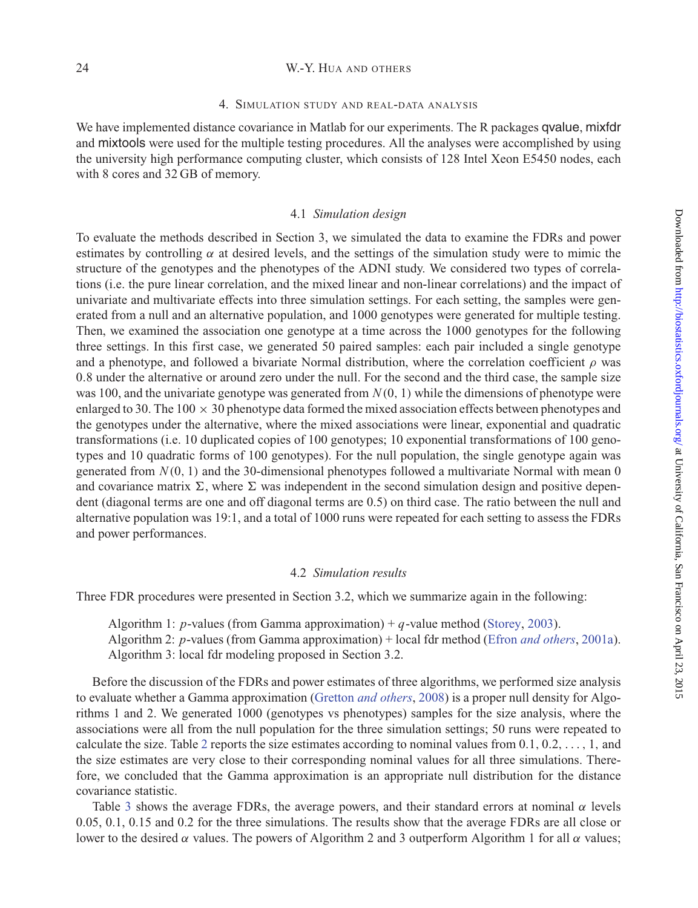## 4. Simulation study and real-data analysis

We have implemented distance covariance in Matlab for our experiments. The R packages qvalue, mixfdr and mixtools were used for the multiple testing procedures. All the analyses were accomplished by using the university high performance computing cluster, which consists of 128 Intel Xeon E5450 nodes, each with 8 cores and 32 GB of memory.

### 4.1 *Simulation design*

To evaluate the methods described in Section 3, we simulated the data to examine the FDRs and power estimates by controlling $\alpha$ at desired levels, and the settings of the simulation study were to mimic the structure of the genotypes and the phenotypes of the ADNI study. We considered two types of correlations (i.e. the pure linear correlation, and the mixed linear and non-linear correlations) and the impact of univariate and multivariate effects into three simulation settings. For each setting, the samples were generated from a null and an alternative population, and 1000 genotypes were generated for multiple testing. Then, we examined the association one genotype at a time across the 1000 genotypes for the following three settings. In this first case, we generated 50 paired samples: each pair included a single genotype and a phenotype, and followed a bivariate Normal distribution, where the correlation coefficient $\rho$ was 0.8 under the alternative or around zero under the null. For the second and the third case, the sample size was 100, and the univariate genotype was generated from $N(0, 1)$ while the dimensions of phenotype were enlarged to 30. The $100 \times 30$ phenotype data formed the mixed association effects between phenotypes and the genotypes under the alternative, where the mixed associations were linear, exponential and quadratic transformations (i.e. 10 duplicated copies of 100 genotypes; 10 exponential transformations of 100 genotypes and 10 quadratic forms of 100 genotypes). For the null population, the single genotype again was generated from $N(0, 1)$ and the 30-dimensional phenotypes followed a multivariate Normal with mean 0 and covariance matrix $\Sigma$, where $\Sigma$ was independent in the second simulation design and positive dependent (diagonal terms are one and off diagonal terms are 0.5) on third case. The ratio between the null and alternative population was 19:1, and a total of 1000 runs were repeated for each setting to assess the FDRs and power performances.

### 4.2 *Simulation results*

Three FDR procedures were presented in Section 3.2, which we summarize again in the following:

Algorithm 1: $p$-values (from Gamma approximation) + $q$-value method (Storey, 2003).
Algorithm 2: $p$-values (from Gamma approximation) + local fdr method (Efron *and others*, 2001a).
Algorithm 3: local fdr modeling proposed in Section 3.2.

Before the discussion of the FDRs and power estimates of three algorithms, we performed size analysis to evaluate whether a Gamma approximation (Gretton *and others*, 2008) is a proper null density for Algorithms 1 and 2. We generated 1000 (genotypes vs phenotypes) samples for the size analysis, where the associations were all from the null population for the three simulation settings; 50 runs were repeated to calculate the size. Table 2 reports the size estimates according to nominal values from $0.1, 0.2, \ldots, 1$, and the size estimates are very close to their corresponding nominal values for all three simulations. Therefore, we concluded that the Gamma approximation is an appropriate null distribution for the distance covariance statistic.

Table 3 shows the average FDRs, the average powers, and their standard errors at nominal $\alpha$ levels 0.05, 0.1, 0.15 and 0.2 for the three simulations. The results show that the average FDRs are all close or lower to the desired $\alpha$ values. The powers of Algorithm 2 and 3 outperform Algorithm 1 for all $\alpha$ values;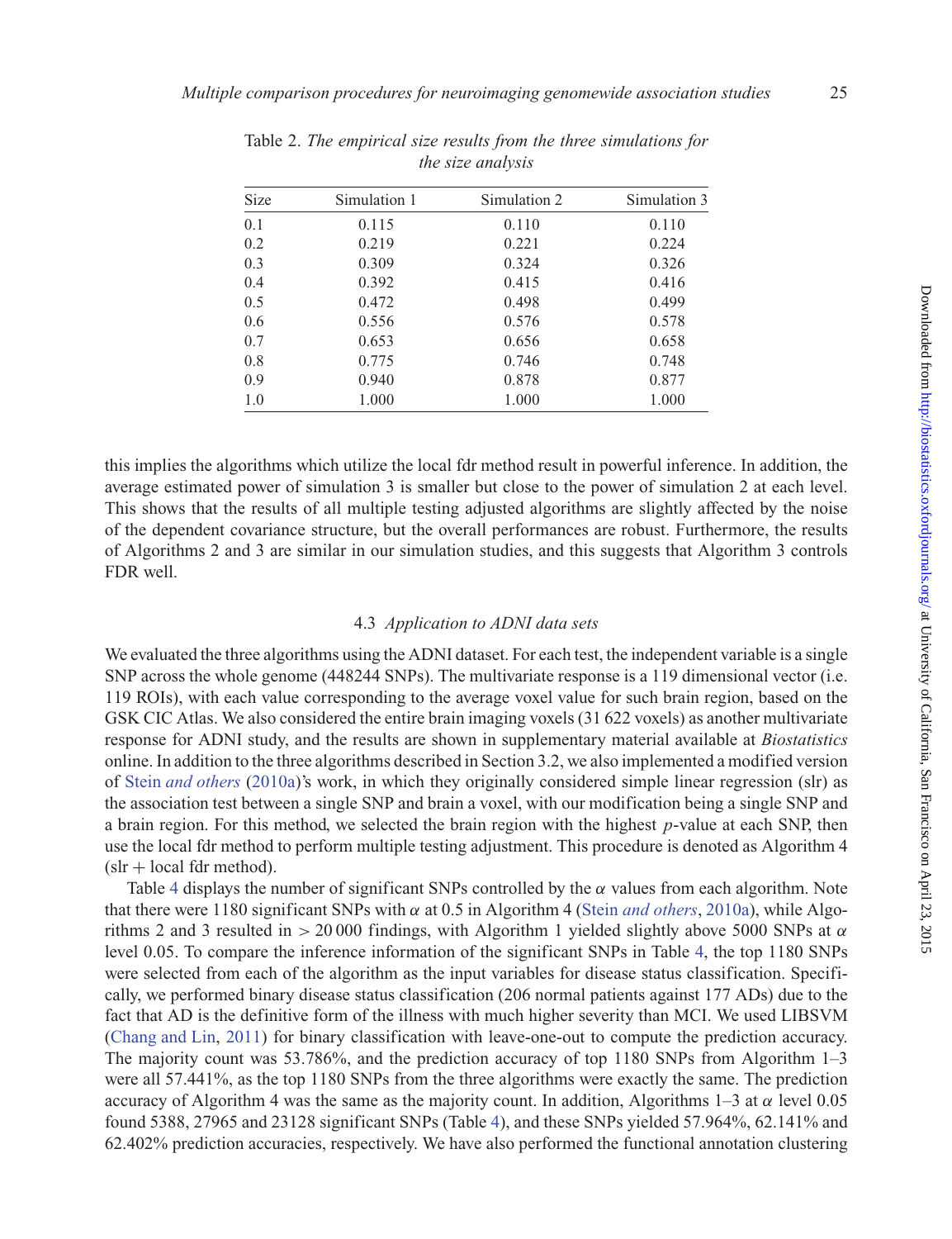Table 2. *The empirical size results from the three simulations for the size analysis*

| Size | Simulation 1 | Simulation 2 | Simulation 3 |
|---|---|---|---|
| 0.1 | 0.115 | 0.110 | 0.110 |
| 0.2 | 0.219 | 0.221 | 0.224 |
| 0.3 | 0.309 | 0.324 | 0.326 |
| 0.4 | 0.392 | 0.415 | 0.416 |
| 0.5 | 0.472 | 0.498 | 0.499 |
| 0.6 | 0.556 | 0.576 | 0.578 |
| 0.7 | 0.653 | 0.656 | 0.658 |
| 0.8 | 0.775 | 0.746 | 0.748 |
| 0.9 | 0.940 | 0.878 | 0.877 |
| 1.0 | 1.000 | 1.000 | 1.000 |

this implies the algorithms which utilize the local fdr method result in powerful inference. In addition, the average estimated power of simulation 3 is smaller but close to the power of simulation 2 at each level. This shows that the results of all multiple testing adjusted algorithms are slightly affected by the noise of the dependent covariance structure, but the overall performances are robust. Furthermore, the results of Algorithms 2 and 3 are similar in our simulation studies, and this suggests that Algorithm 3 controls FDR well.

### 4.3 *Application to ADNI data sets*

We evaluated the three algorithms using the ADNI dataset. For each test, the independent variable is a single SNP across the whole genome (448244 SNPs). The multivariate response is a 119 dimensional vector (i.e. 119 ROIs), with each value corresponding to the average voxel value for such brain region, based on the GSK CIC Atlas. We also considered the entire brain imaging voxels (31 622 voxels) as another multivariate response for ADNI study, and the results are shown in supplementary material available at *Biostatistics* online. In addition to the three algorithms described in Section 3.2, we also implemented a modified version of Stein *and others* (2010a)'s work, in which they originally considered simple linear regression (slr) as the association test between a single SNP and brain a voxel, with our modification being a single SNP and a brain region. For this method, we selected the brain region with the highest $p$-value at each SNP, then use the local fdr method to perform multiple testing adjustment. This procedure is denoted as Algorithm 4 (slr + local fdr method).

Table 4 displays the number of significant SNPs controlled by the $\alpha$ values from each algorithm. Note that there were 1180 significant SNPs with $\alpha$ at 0.5 in Algorithm 4 (Stein *and others*, 2010a), while Algorithms 2 and 3 resulted in $> 20\,000$ findings, with Algorithm 1 yielded slightly above 5000 SNPs at $\alpha$ level 0.05. To compare the inference information of the significant SNPs in Table 4, the top 1180 SNPs were selected from each of the algorithm as the input variables for disease status classification. Specifically, we performed binary disease status classification (206 normal patients against 177 ADs) due to the fact that AD is the definitive form of the illness with much higher severity than MCI. We used LIBSVM (Chang and Lin, 2011) for binary classification with leave-one-out to compute the prediction accuracy. The majority count was 53.786%, and the prediction accuracy of top 1180 SNPs from Algorithm 1–3 were all 57.441%, as the top 1180 SNPs from the three algorithms were exactly the same. The prediction accuracy of Algorithm 4 was the same as the majority count. In addition, Algorithms 1–3 at $\alpha$ level 0.05 found 5388, 27965 and 23128 significant SNPs (Table 4), and these SNPs yielded 57.964%, 62.141% and 62.402% prediction accuracies, respectively. We have also performed the functional annotation clustering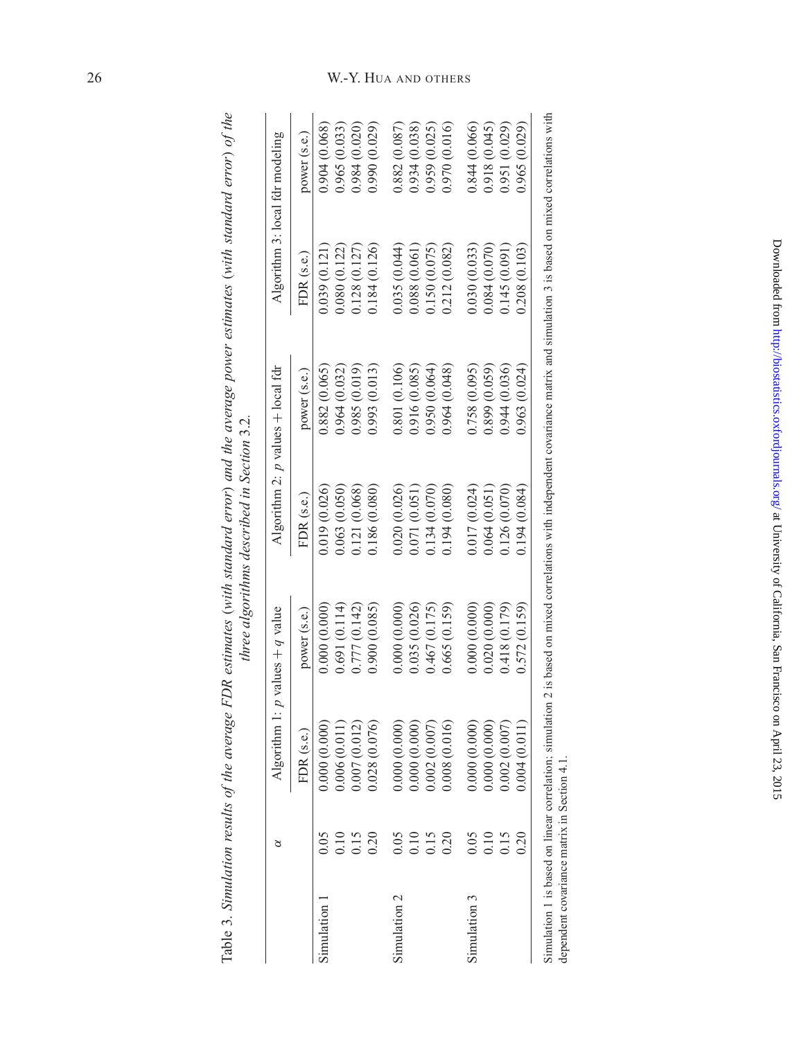Table 3. *Simulation results of the average FDR estimates (with standard error) and the average power estimates (with standard error) of the three algorithms described in Section* 3.2.

| | $\alpha$ | Algorithm 1: $p$ values + $q$ value | | Algorithm 2: $p$ values + local fdr | | Algorithm 3: local fdr modeling | |
|---|---|---|---|---|---|---|---|
| | | FDR (s.e.) | power (s.e.) | FDR (s.e.) | power (s.e.) | FDR (s.e.) | power (s.e.) |
| Simulation 1 | 0.05 | 0.000 (0.000) | 0.000 (0.000) | 0.019 (0.026) | 0.882 (0.065) | 0.039 (0.121) | 0.904 (0.068) |
| | 0.10 | 0.006 (0.011) | 0.691 (0.114) | 0.063 (0.050) | 0.964 (0.032) | 0.080 (0.122) | 0.965 (0.033) |
| | 0.15 | 0.007 (0.012) | 0.777 (0.142) | 0.121 (0.068) | 0.985 (0.019) | 0.128 (0.127) | 0.984 (0.020) |
| | 0.20 | 0.028 (0.076) | 0.900 (0.085) | 0.186 (0.080) | 0.993 (0.013) | 0.184 (0.126) | 0.990 (0.029) |
| Simulation 2 | 0.05 | 0.000 (0.000) | 0.000 (0.000) | 0.020 (0.026) | 0.801 (0.106) | 0.035 (0.044) | 0.882 (0.087) |
| | 0.10 | 0.000 (0.000) | 0.035 (0.026) | 0.071 (0.051) | 0.916 (0.085) | 0.088 (0.061) | 0.934 (0.038) |
| | 0.15 | 0.002 (0.007) | 0.467 (0.175) | 0.134 (0.070) | 0.950 (0.064) | 0.150 (0.075) | 0.959 (0.025) |
| | 0.20 | 0.008 (0.016) | 0.665 (0.159) | 0.194 (0.080) | 0.964 (0.048) | 0.212 (0.082) | 0.970 (0.016) |
| Simulation 3 | 0.05 | 0.000 (0.000) | 0.000 (0.000) | 0.017 (0.024) | 0.758 (0.095) | 0.030 (0.033) | 0.844 (0.066) |
| | 0.10 | 0.000 (0.000) | 0.020 (0.000) | 0.064 (0.051) | 0.899 (0.059) | 0.084 (0.070) | 0.918 (0.045) |
| | 0.15 | 0.002 (0.007) | 0.418 (0.179) | 0.126 (0.070) | 0.944 (0.036) | 0.145 (0.091) | 0.951 (0.029) |
| | 0.20 | 0.004 (0.011) | 0.572 (0.159) | 0.194 (0.084) | 0.963 (0.024) | 0.208 (0.103) | 0.965 (0.029) |

Simulation 1 is based on linear correlation; simulation 2 is based on mixed correlations with independent covariance matrix and simulation 3 is based on mixed correlations with dependent covariance matrix in Section 4.1.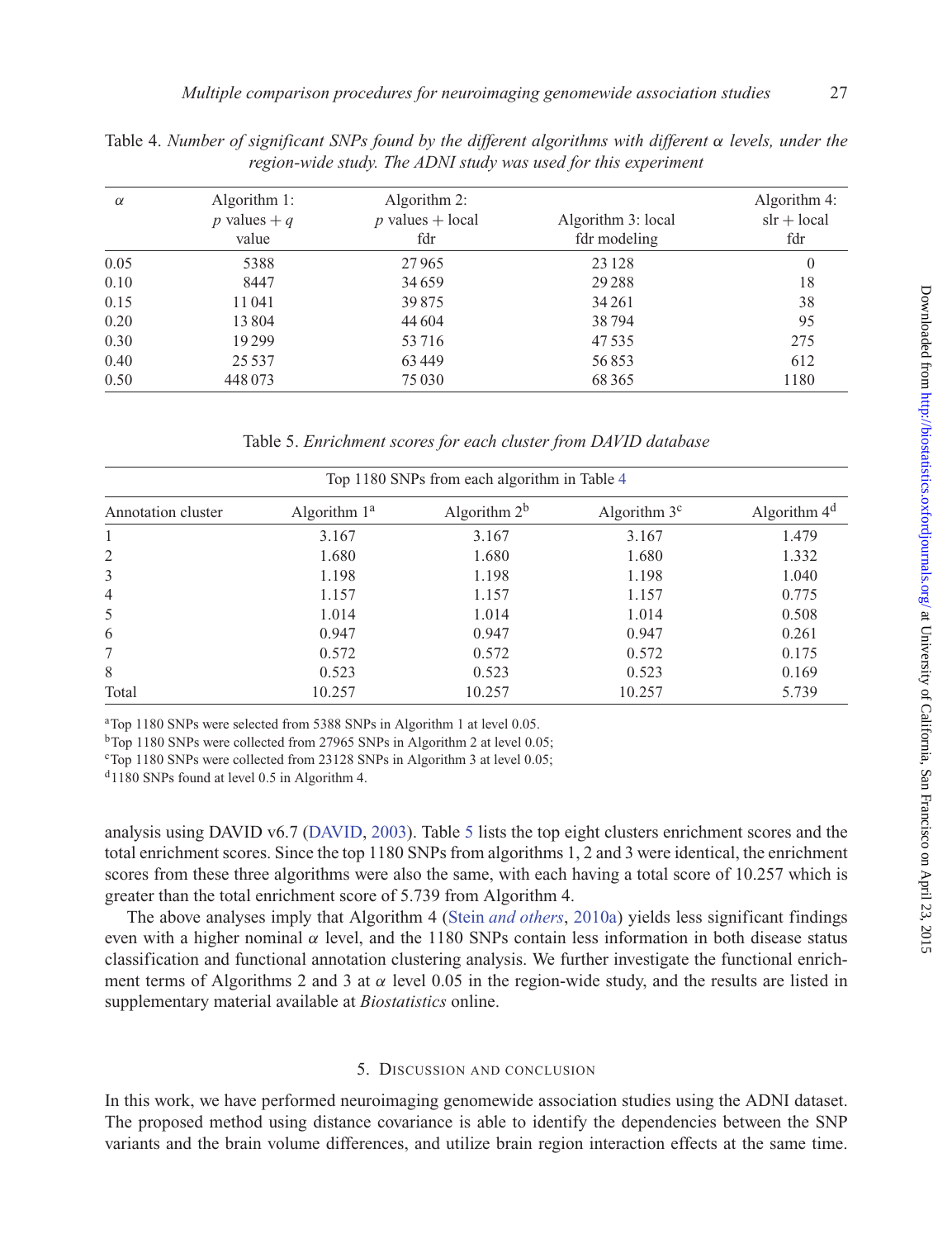Table 4. *Number of significant SNPs found by the different algorithms with different $\alpha$ levels, under the region-wide study. The ADNI study was used for this experiment*

| $\alpha$ | Algorithm 1: $p$ values + $q$ value | Algorithm 2: $p$ values + local fdr | Algorithm 3: local fdr modeling | Algorithm 4: slr + local fdr |
|---|---|---|---|---|
| 0.05 | 5388 | 27 965 | 23 128 | 0 |
| 0.10 | 8447 | 34 659 | 29 288 | 18 |
| 0.15 | 11 041 | 39 875 | 34 261 | 38 |
| 0.20 | 13 804 | 44 604 | 38 794 | 95 |
| 0.30 | 19 299 | 53 716 | 47 535 | 275 |
| 0.40 | 25 537 | 63 449 | 56 853 | 612 |
| 0.50 | 448 073 | 75 030 | 68 365 | 1180 |

Table 5. *Enrichment scores for each cluster from DAVID database*

| | Top 1180 SNPs from each algorithm in Table 4 | | | |
|---|---|---|---|---|
| Annotation cluster | Algorithm 1[a] | Algorithm 2[b] | Algorithm 3[c] | Algorithm 4[d] |
| 1 | 3.167 | 3.167 | 3.167 | 1.479 |
| 2 | 1.680 | 1.680 | 1.680 | 1.332 |
| 3 | 1.198 | 1.198 | 1.198 | 1.040 |
| 4 | 1.157 | 1.157 | 1.157 | 0.775 |
| 5 | 1.014 | 1.014 | 1.014 | 0.508 |
| 6 | 0.947 | 0.947 | 0.947 | 0.261 |
| 7 | 0.572 | 0.572 | 0.572 | 0.175 |
| 8 | 0.523 | 0.523 | 0.523 | 0.169 |
| Total | 10.257 | 10.257 | 10.257 | 5.739 |

[a]Top 1180 SNPs were selected from 5388 SNPs in Algorithm 1 at level 0.05.
[b]Top 1180 SNPs were collected from 27965 SNPs in Algorithm 2 at level 0.05;
[c]Top 1180 SNPs were collected from 23128 SNPs in Algorithm 3 at level 0.05;
[d]1180 SNPs found at level 0.5 in Algorithm 4.

analysis using DAVID v6.7 (DAVID, 2003). Table 5 lists the top eight clusters enrichment scores and the total enrichment scores. Since the top 1180 SNPs from algorithms 1, 2 and 3 were identical, the enrichment scores from these three algorithms were also the same, with each having a total score of 10.257 which is greater than the total enrichment score of 5.739 from Algorithm 4.

The above analyses imply that Algorithm 4 (Stein *and others*, 2010a) yields less significant findings even with a higher nominal $\alpha$ level, and the 1180 SNPs contain less information in both disease status classification and functional annotation clustering analysis. We further investigate the functional enrichment terms of Algorithms 2 and 3 at $\alpha$ level 0.05 in the region-wide study, and the results are listed in supplementary material available at *Biostatistics* online.

## 5. Discussion and conclusion

In this work, we have performed neuroimaging genomewide association studies using the ADNI dataset. The proposed method using distance covariance is able to identify the dependencies between the SNP variants and the brain volume differences, and utilize brain region interaction effects at the same time.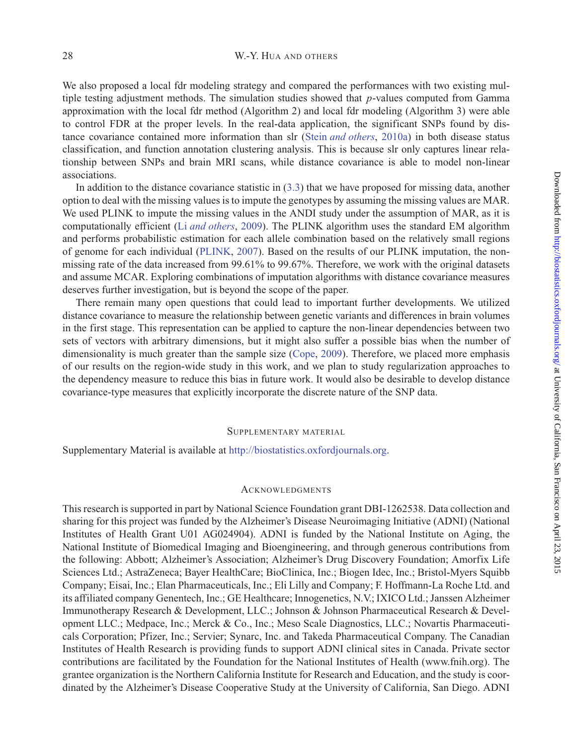We also proposed a local fdr modeling strategy and compared the performances with two existing multiple testing adjustment methods. The simulation studies showed that $p$-values computed from Gamma approximation with the local fdr method (Algorithm 2) and local fdr modeling (Algorithm 3) were able to control FDR at the proper levels. In the real-data application, the significant SNPs found by distance covariance contained more information than slr (Stein *and others*, 2010a) in both disease status classification, and function annotation clustering analysis. This is because slr only captures linear relationship between SNPs and brain MRI scans, while distance covariance is able to model non-linear associations.

In addition to the distance covariance statistic in (3.3) that we have proposed for missing data, another option to deal with the missing values is to impute the genotypes by assuming the missing values are MAR. We used PLINK to impute the missing values in the ANDI study under the assumption of MAR, as it is computationally efficient (Li *and others*, 2009). The PLINK algorithm uses the standard EM algorithm and performs probabilistic estimation for each allele combination based on the relatively small regions of genome for each individual (PLINK, 2007). Based on the results of our PLINK imputation, the non-missing rate of the data increased from 99.61% to 99.67%. Therefore, we work with the original datasets and assume MCAR. Exploring combinations of imputation algorithms with distance covariance measures deserves further investigation, but is beyond the scope of the paper.

There remain many open questions that could lead to important further developments. We utilized distance covariance to measure the relationship between genetic variants and differences in brain volumes in the first stage. This representation can be applied to capture the non-linear dependencies between two sets of vectors with arbitrary dimensions, but it might also suffer a possible bias when the number of dimensionality is much greater than the sample size (Cope, 2009). Therefore, we placed more emphasis of our results on the region-wide study in this work, and we plan to study regularization approaches to the dependency measure to reduce this bias in future work. It would also be desirable to develop distance covariance-type measures that explicitly incorporate the discrete nature of the SNP data.

## Supplementary material

Supplementary Material is available at http://biostatistics.oxfordjournals.org.

## Acknowledgments

This research is supported in part by National Science Foundation grant DBI-1262538. Data collection and sharing for this project was funded by the Alzheimer's Disease Neuroimaging Initiative (ADNI) (National Institutes of Health Grant U01 AG024904). ADNI is funded by the National Institute on Aging, the National Institute of Biomedical Imaging and Bioengineering, and through generous contributions from the following: Abbott; Alzheimer's Association; Alzheimer's Drug Discovery Foundation; Amorfix Life Sciences Ltd.; AstraZeneca; Bayer HealthCare; BioClinica, Inc.; Biogen Idec, Inc.; Bristol-Myers Squibb Company; Eisai, Inc.; Elan Pharmaceuticals, Inc.; Eli Lilly and Company; F. Hoffmann-La Roche Ltd. and its affiliated company Genentech, Inc.; GE Healthcare; Innogenetics, N.V.; IXICO Ltd.; Janssen Alzheimer Immunotherapy Research & Development, LLC.; Johnson & Johnson Pharmaceutical Research & Development LLC.; Medpace, Inc.; Merck & Co., Inc.; Meso Scale Diagnostics, LLC.; Novartis Pharmaceuticals Corporation; Pfizer, Inc.; Servier; Synarc, Inc. and Takeda Pharmaceutical Company. The Canadian Institutes of Health Research is providing funds to support ADNI clinical sites in Canada. Private sector contributions are facilitated by the Foundation for the National Institutes of Health (www.fnih.org). The grantee organization is the Northern California Institute for Research and Education, and the study is coordinated by the Alzheimer's Disease Cooperative Study at the University of California, San Diego. ADNI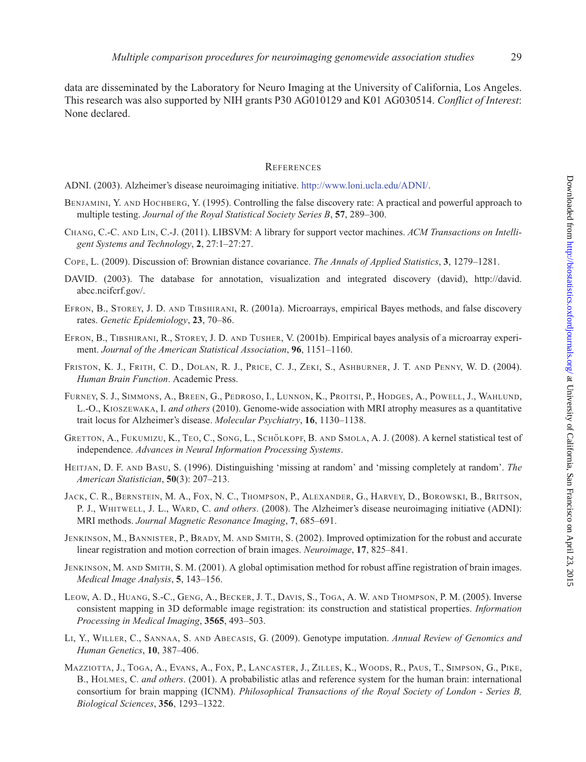data are disseminated by the Laboratory for Neuro Imaging at the University of California, Los Angeles. This research was also supported by NIH grants P30 AG010129 and K01 AG030514. *Conflict of Interest*: None declared.

## References

ADNI. (2003). Alzheimer's disease neuroimaging initiative. http://www.loni.ucla.edu/ADNI/.

Benjamini, Y. and Hochberg, Y. (1995). Controlling the false discovery rate: A practical and powerful approach to multiple testing. *Journal of the Royal Statistical Society Series B*, **57**, 289–300.

Chang, C.-C. and Lin, C.-J. (2011). LIBSVM: A library for support vector machines. *ACM Transactions on Intelligent Systems and Technology*, **2**, 27:1–27:27.

Cope, L. (2009). Discussion of: Brownian distance covariance. *The Annals of Applied Statistics*, **3**, 1279–1281.

DAVID. (2003). The database for annotation, visualization and integrated discovery (david), http://david.abcc.ncifcrf.gov/.

Efron, B., Storey, J. D. and Tibshirani, R. (2001a). Microarrays, empirical Bayes methods, and false discovery rates. *Genetic Epidemiology*, **23**, 70–86.

Efron, B., Tibshirani, R., Storey, J. D. and Tusher, V. (2001b). Empirical bayes analysis of a microarray experiment. *Journal of the American Statistical Association*, **96**, 1151–1160.

Friston, K. J., Frith, C. D., Dolan, R. J., Price, C. J., Zeki, S., Ashburner, J. T. and Penny, W. D. (2004). *Human Brain Function*. Academic Press.

Furney, S. J., Simmons, A., Breen, G., Pedroso, I., Lunnon, K., Proitsi, P., Hodges, A., Powell, J., Wahlund, L.-O., Kioszewaka, I. *and others* (2010). Genome-wide association with MRI atrophy measures as a quantitative trait locus for Alzheimer's disease. *Molecular Psychiatry*, **16**, 1130–1138.

Gretton, A., Fukumizu, K., Teo, C., Song, L., Schölkopf, B. and Smola, A. J. (2008). A kernel statistical test of independence. *Advances in Neural Information Processing Systems*.

Heitjan, D. F. and Basu, S. (1996). Distinguishing 'missing at random' and 'missing completely at random'. *The American Statistician*, **50**(3): 207–213.

Jack, C. R., Bernstein, M. A., Fox, N. C., Thompson, P., Alexander, G., Harvey, D., Borowski, B., Britson, P. J., Whitwell, J. L., Ward, C. *and others*. (2008). The Alzheimer's disease neuroimaging initiative (ADNI): MRI methods. *Journal Magnetic Resonance Imaging*, **7**, 685–691.

Jenkinson, M., Bannister, P., Brady, M. and Smith, S. (2002). Improved optimization for the robust and accurate linear registration and motion correction of brain images. *Neuroimage*, **17**, 825–841.

Jenkinson, M. and Smith, S. M. (2001). A global optimisation method for robust affine registration of brain images. *Medical Image Analysis*, **5**, 143–156.

Leow, A. D., Huang, S.-C., Geng, A., Becker, J. T., Davis, S., Toga, A. W. and Thompson, P. M. (2005). Inverse consistent mapping in 3D deformable image registration: its construction and statistical properties. *Information Processing in Medical Imaging*, **3565**, 493–503.

Li, Y., Willer, C., Sannaa, S. and Abecasis, G. (2009). Genotype imputation. *Annual Review of Genomics and Human Genetics*, **10**, 387–406.

Mazziotta, J., Toga, A., Evans, A., Fox, P., Lancaster, J., Zilles, K., Woods, R., Paus, T., Simpson, G., Pike, B., Holmes, C. *and others*. (2001). A probabilistic atlas and reference system for the human brain: international consortium for brain mapping (ICNM). *Philosophical Transactions of the Royal Society of London - Series B, Biological Sciences*, **356**, 1293–1322.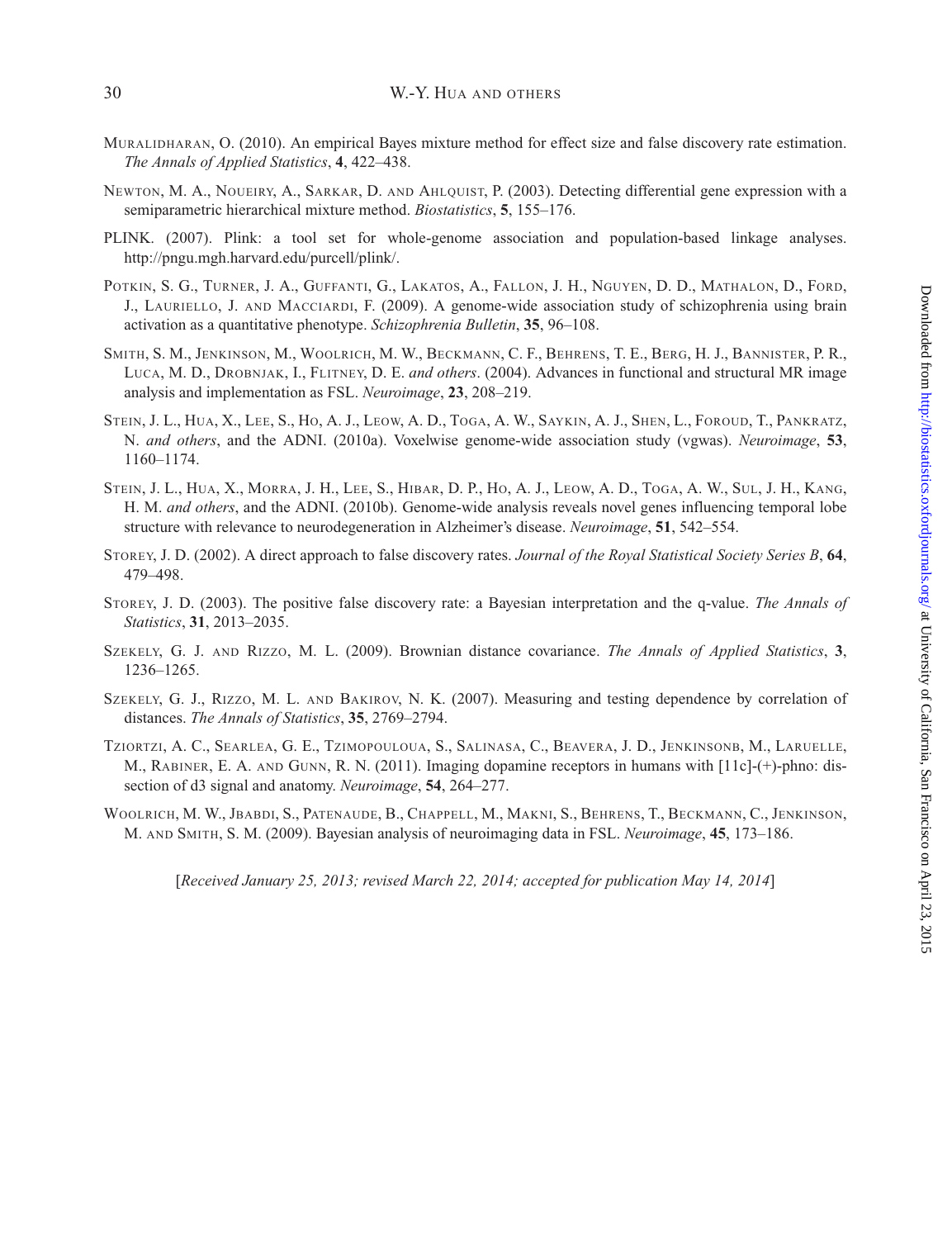Muralidharan, O. (2010). An empirical Bayes mixture method for effect size and false discovery rate estimation. *The Annals of Applied Statistics*, **4**, 422–438.

Newton, M. A., Noueiry, A., Sarkar, D. and Ahlquist, P. (2003). Detecting differential gene expression with a semiparametric hierarchical mixture method. *Biostatistics*, **5**, 155–176.

PLINK. (2007). Plink: a tool set for whole-genome association and population-based linkage analyses. http://pngu.mgh.harvard.edu/purcell/plink/.

Potkin, S. G., Turner, J. A., Guffanti, G., Lakatos, A., Fallon, J. H., Nguyen, D. D., Mathalon, D., Ford, J., Lauriello, J. and Macciardi, F. (2009). A genome-wide association study of schizophrenia using brain activation as a quantitative phenotype. *Schizophrenia Bulletin*, **35**, 96–108.

Smith, S. M., Jenkinson, M., Woolrich, M. W., Beckmann, C. F., Behrens, T. E., Berg, H. J., Bannister, P. R., Luca, M. D., Drobnjak, I., Flitney, D. E. *and others*. (2004). Advances in functional and structural MR image analysis and implementation as FSL. *Neuroimage*, **23**, 208–219.

Stein, J. L., Hua, X., Lee, S., Ho, A. J., Leow, A. D., Toga, A. W., Saykin, A. J., Shen, L., Foroud, T., Pankratz, N. *and others*, and the ADNI. (2010a). Voxelwise genome-wide association study (vgwas). *Neuroimage*, **53**, 1160–1174.

Stein, J. L., Hua, X., Morra, J. H., Lee, S., Hibar, D. P., Ho, A. J., Leow, A. D., Toga, A. W., Sul, J. H., Kang, H. M. *and others*, and the ADNI. (2010b). Genome-wide analysis reveals novel genes influencing temporal lobe structure with relevance to neurodegeneration in Alzheimer's disease. *Neuroimage*, **51**, 542–554.

Storey, J. D. (2002). A direct approach to false discovery rates. *Journal of the Royal Statistical Society Series B*, **64**, 479–498.

Storey, J. D. (2003). The positive false discovery rate: a Bayesian interpretation and the q-value. *The Annals of Statistics*, **31**, 2013–2035.

Szekely, G. J. and Rizzo, M. L. (2009). Brownian distance covariance. *The Annals of Applied Statistics*, **3**, 1236–1265.

Szekely, G. J., Rizzo, M. L. and Bakirov, N. K. (2007). Measuring and testing dependence by correlation of distances. *The Annals of Statistics*, **35**, 2769–2794.

Tziortzi, A. C., Searlea, G. E., Tzimopouloua, S., Salinasa, C., Beavera, J. D., Jenkinsonb, M., Laruelle, M., Rabiner, E. A. and Gunn, R. N. (2011). Imaging dopamine receptors in humans with [11c]-(+)-phno: dissection of d3 signal and anatomy. *Neuroimage*, **54**, 264–277.

Woolrich, M. W., Jbabdi, S., Patenaude, B., Chappell, M., Makni, S., Behrens, T., Beckmann, C., Jenkinson, M. and Smith, S. M. (2009). Bayesian analysis of neuroimaging data in FSL. *Neuroimage*, **45**, 173–186.

[*Received January 25, 2013; revised March 22, 2014; accepted for publication May 14, 2014*]